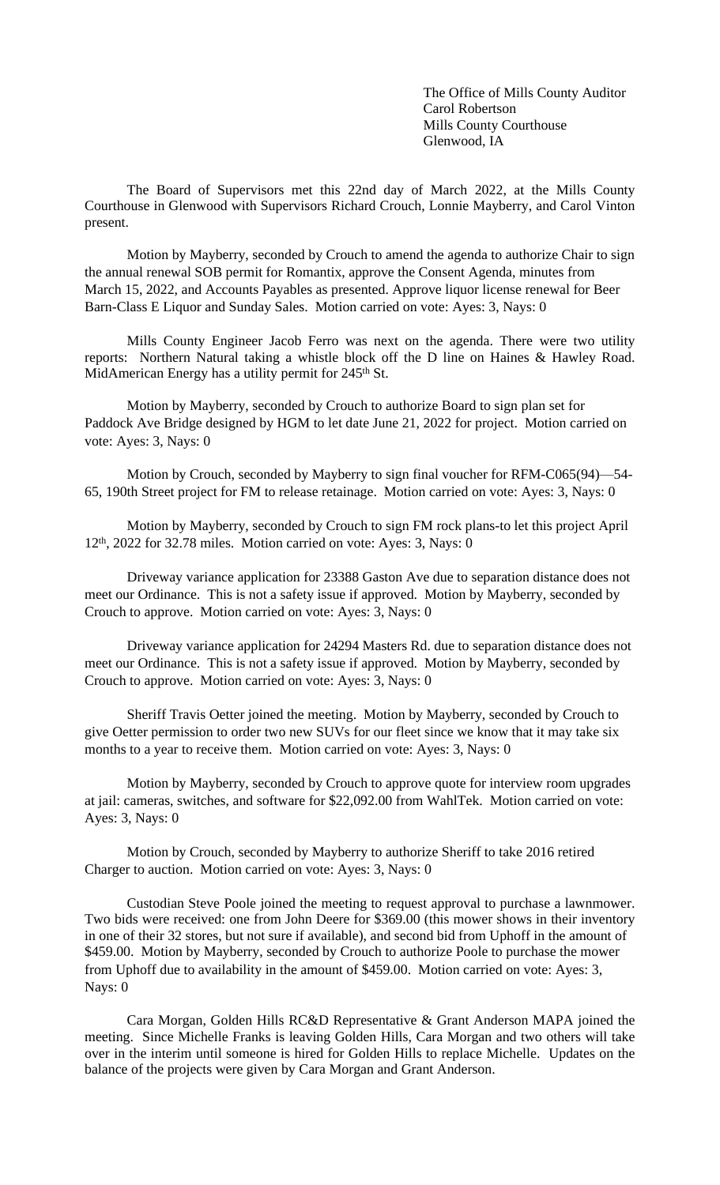The Office of Mills County Auditor
Carol Robertson
Mills County Courthouse
Glenwood, IA

The Board of Supervisors met this 22nd day of March 2022, at the Mills County Courthouse in Glenwood with Supervisors Richard Crouch, Lonnie Mayberry, and Carol Vinton present.

Motion by Mayberry, seconded by Crouch to amend the agenda to authorize Chair to sign the annual renewal SOB permit for Romantix, approve the Consent Agenda, minutes from March 15, 2022, and Accounts Payables as presented. Approve liquor license renewal for Beer Barn-Class E Liquor and Sunday Sales. Motion carried on vote: Ayes: 3, Nays: 0

Mills County Engineer Jacob Ferro was next on the agenda. There were two utility reports: Northern Natural taking a whistle block off the D line on Haines & Hawley Road. MidAmerican Energy has a utility permit for 245th St.

Motion by Mayberry, seconded by Crouch to authorize Board to sign plan set for Paddock Ave Bridge designed by HGM to let date June 21, 2022 for project. Motion carried on vote: Ayes: 3, Nays: 0

Motion by Crouch, seconded by Mayberry to sign final voucher for RFM-C065(94)—54-65, 190th Street project for FM to release retainage. Motion carried on vote: Ayes: 3, Nays: 0

Motion by Mayberry, seconded by Crouch to sign FM rock plans-to let this project April 12th, 2022 for 32.78 miles. Motion carried on vote: Ayes: 3, Nays: 0

Driveway variance application for 23388 Gaston Ave due to separation distance does not meet our Ordinance. This is not a safety issue if approved. Motion by Mayberry, seconded by Crouch to approve. Motion carried on vote: Ayes: 3, Nays: 0

Driveway variance application for 24294 Masters Rd. due to separation distance does not meet our Ordinance. This is not a safety issue if approved. Motion by Mayberry, seconded by Crouch to approve. Motion carried on vote: Ayes: 3, Nays: 0

Sheriff Travis Oetter joined the meeting. Motion by Mayberry, seconded by Crouch to give Oetter permission to order two new SUVs for our fleet since we know that it may take six months to a year to receive them. Motion carried on vote: Ayes: 3, Nays: 0

Motion by Mayberry, seconded by Crouch to approve quote for interview room upgrades at jail: cameras, switches, and software for $22,092.00 from WahlTek. Motion carried on vote: Ayes: 3, Nays: 0

Motion by Crouch, seconded by Mayberry to authorize Sheriff to take 2016 retired Charger to auction. Motion carried on vote: Ayes: 3, Nays: 0

Custodian Steve Poole joined the meeting to request approval to purchase a lawnmower. Two bids were received: one from John Deere for $369.00 (this mower shows in their inventory in one of their 32 stores, but not sure if available), and second bid from Uphoff in the amount of $459.00. Motion by Mayberry, seconded by Crouch to authorize Poole to purchase the mower from Uphoff due to availability in the amount of $459.00. Motion carried on vote: Ayes: 3, Nays: 0

Cara Morgan, Golden Hills RC&D Representative & Grant Anderson MAPA joined the meeting. Since Michelle Franks is leaving Golden Hills, Cara Morgan and two others will take over in the interim until someone is hired for Golden Hills to replace Michelle. Updates on the balance of the projects were given by Cara Morgan and Grant Anderson.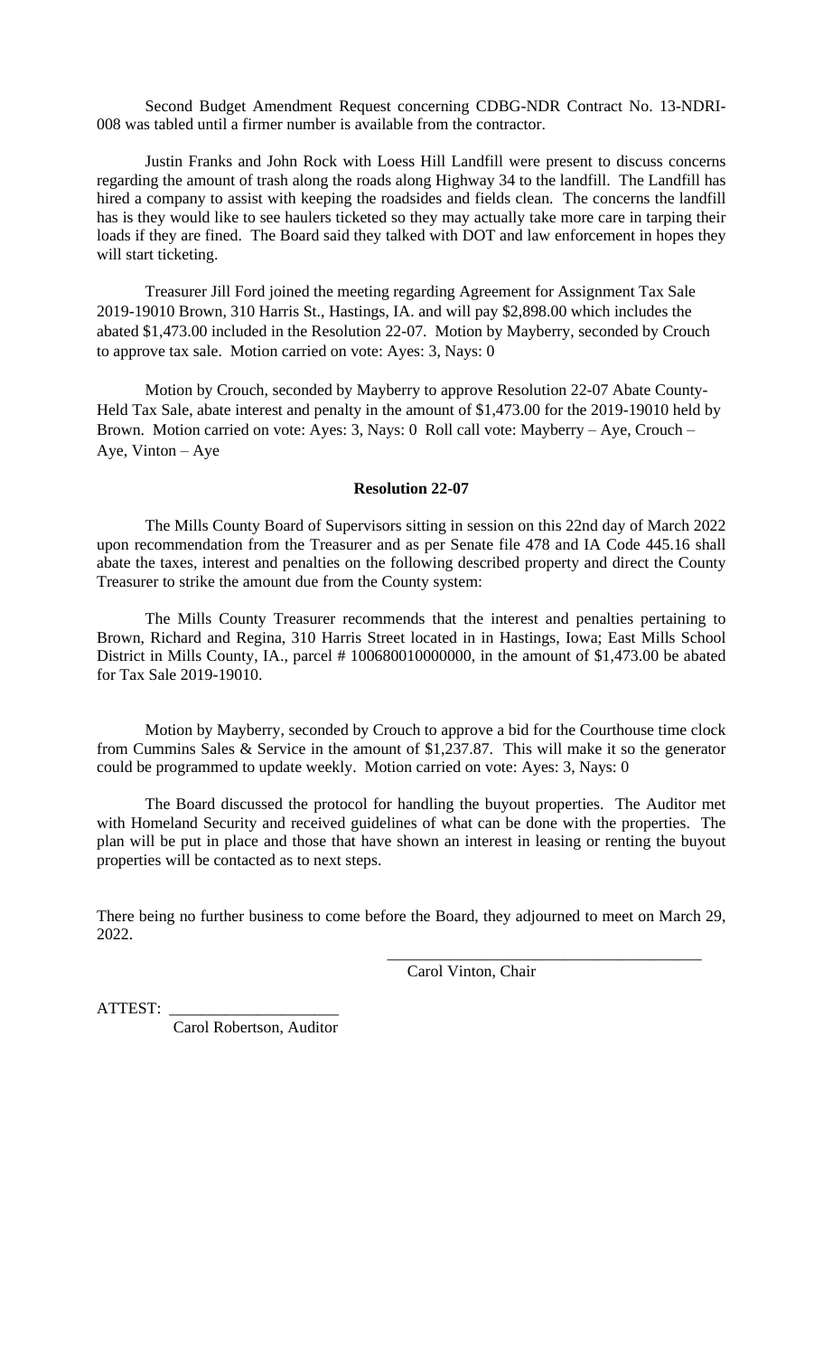Second Budget Amendment Request concerning CDBG-NDR Contract No. 13-NDRI-008 was tabled until a firmer number is available from the contractor.

Justin Franks and John Rock with Loess Hill Landfill were present to discuss concerns regarding the amount of trash along the roads along Highway 34 to the landfill. The Landfill has hired a company to assist with keeping the roadsides and fields clean. The concerns the landfill has is they would like to see haulers ticketed so they may actually take more care in tarping their loads if they are fined. The Board said they talked with DOT and law enforcement in hopes they will start ticketing.

Treasurer Jill Ford joined the meeting regarding Agreement for Assignment Tax Sale 2019-19010 Brown, 310 Harris St., Hastings, IA. and will pay $2,898.00 which includes the abated $1,473.00 included in the Resolution 22-07. Motion by Mayberry, seconded by Crouch to approve tax sale. Motion carried on vote: Ayes: 3, Nays: 0

Motion by Crouch, seconded by Mayberry to approve Resolution 22-07 Abate County-Held Tax Sale, abate interest and penalty in the amount of $1,473.00 for the 2019-19010 held by Brown. Motion carried on vote: Ayes: 3, Nays: 0 Roll call vote: Mayberry – Aye, Crouch – Aye, Vinton – Aye

**Resolution 22-07**

The Mills County Board of Supervisors sitting in session on this 22nd day of March 2022 upon recommendation from the Treasurer and as per Senate file 478 and IA Code 445.16 shall abate the taxes, interest and penalties on the following described property and direct the County Treasurer to strike the amount due from the County system:

The Mills County Treasurer recommends that the interest and penalties pertaining to Brown, Richard and Regina, 310 Harris Street located in in Hastings, Iowa; East Mills School District in Mills County, IA., parcel # 100680010000000, in the amount of $1,473.00 be abated for Tax Sale 2019-19010.

Motion by Mayberry, seconded by Crouch to approve a bid for the Courthouse time clock from Cummins Sales & Service in the amount of $1,237.87. This will make it so the generator could be programmed to update weekly. Motion carried on vote: Ayes: 3, Nays: 0

The Board discussed the protocol for handling the buyout properties. The Auditor met with Homeland Security and received guidelines of what can be done with the properties. The plan will be put in place and those that have shown an interest in leasing or renting the buyout properties will be contacted as to next steps.

There being no further business to come before the Board, they adjourned to meet on March 29, 2022.

\_\_\_\_\_\_\_\_\_\_\_\_\_\_\_\_\_\_\_\_\_\_\_\_\_\_\_\_\_\_\_\_\_\_\_\_\_\_\_\_

Carol Vinton, Chair

ATTEST: \_\_\_\_\_\_\_\_\_\_\_\_\_\_\_\_\_\_\_\_\_

Carol Robertson, Auditor